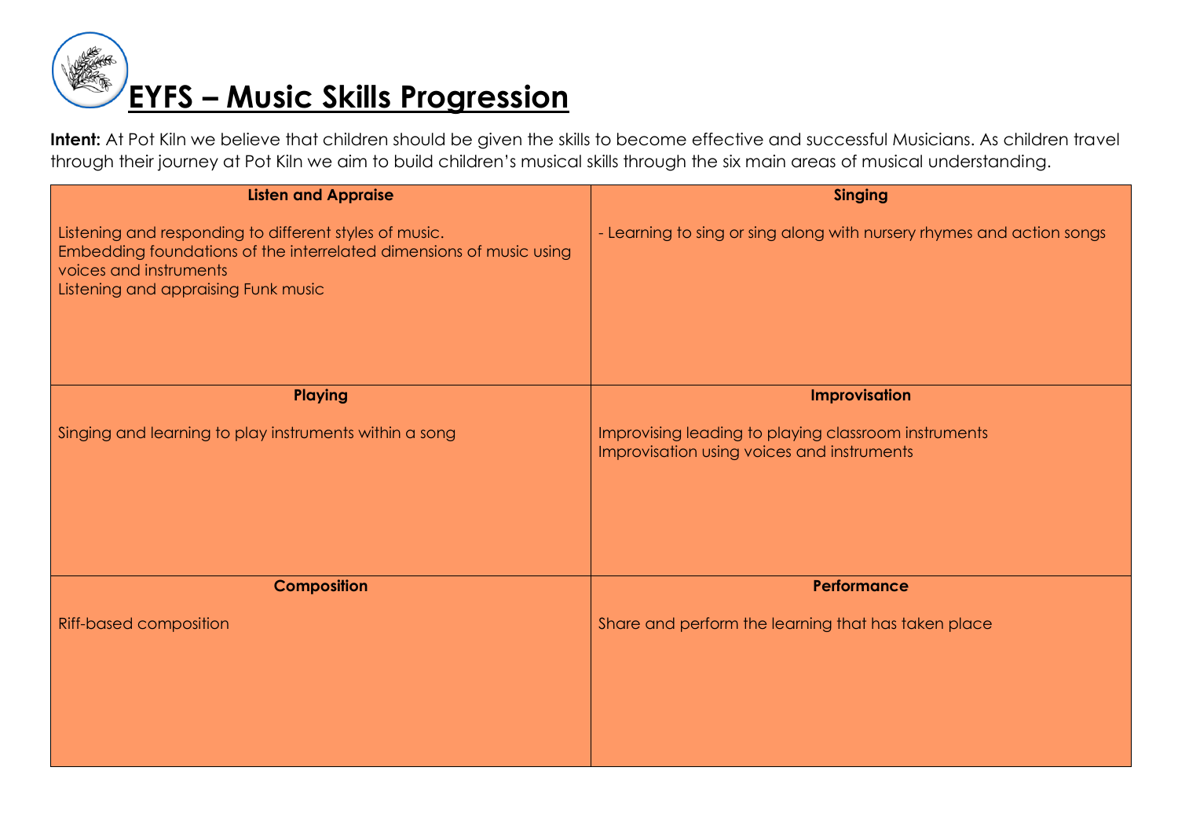# EYFS – Music Skills Progression

**Intent:** At Pot Kiln we believe that children should be given the skills to become effective and successful Musicians. As children travel through their journey at Pot Kiln we aim to build children's musical skills through the six main areas of musical understanding.

| Listen and Appraise | Singing |
| --- | --- |
| Listening and responding to different styles of music.<br>Embedding foundations of the interrelated dimensions of music using voices and instruments<br>Listening and appraising Funk music | - Learning to sing or sing along with nursery rhymes and action songs |
| **Playing** | **Improvisation** |
| Singing and learning to play instruments within a song | Improvising leading to playing classroom instruments<br>Improvisation using voices and instruments |
| **Composition** | **Performance** |
| Riff-based composition | Share and perform the learning that has taken place |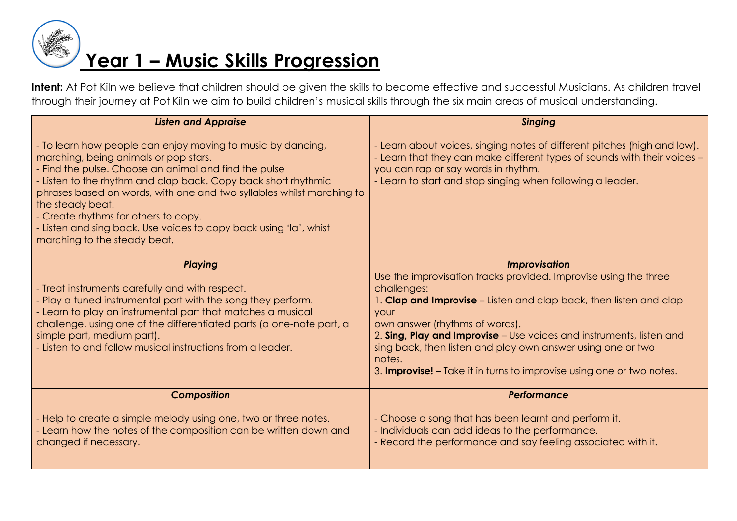# Year 1 – Music Skills Progression

**Intent:** At Pot Kiln we believe that children should be given the skills to become effective and successful Musicians. As children travel through their journey at Pot Kiln we aim to build children's musical skills through the six main areas of musical understanding.

| ***Listen and Appraise*** | ***Singing*** |
| --- | --- |
| - To learn how people can enjoy moving to music by dancing, marching, being animals or pop stars.<br>- Find the pulse. Choose an animal and find the pulse<br>- Listen to the rhythm and clap back. Copy back short rhythmic phrases based on words, with one and two syllables whilst marching to the steady beat.<br>- Create rhythms for others to copy.<br>- Listen and sing back. Use voices to copy back using 'la', whist marching to the steady beat. | - Learn about voices, singing notes of different pitches (high and low).<br>- Learn that they can make different types of sounds with their voices – you can rap or say words in rhythm.<br>- Learn to start and stop singing when following a leader. |
| ***Playing*** | ***Improvisation*** |
| - Treat instruments carefully and with respect.<br>- Play a tuned instrumental part with the song they perform.<br>- Learn to play an instrumental part that matches a musical challenge, using one of the differentiated parts (a one-note part, a simple part, medium part).<br>- Listen to and follow musical instructions from a leader. | Use the improvisation tracks provided. Improvise using the three challenges:<br>1. **Clap and Improvise** – Listen and clap back, then listen and clap your own answer (rhythms of words).<br>2. **Sing, Play and Improvise** – Use voices and instruments, listen and sing back, then listen and play own answer using one or two notes.<br>3. **Improvise!** – Take it in turns to improvise using one or two notes. |
| ***Composition*** | ***Performance*** |
| - Help to create a simple melody using one, two or three notes.<br>- Learn how the notes of the composition can be written down and changed if necessary. | - Choose a song that has been learnt and perform it.<br>- Individuals can add ideas to the performance.<br>- Record the performance and say feeling associated with it. |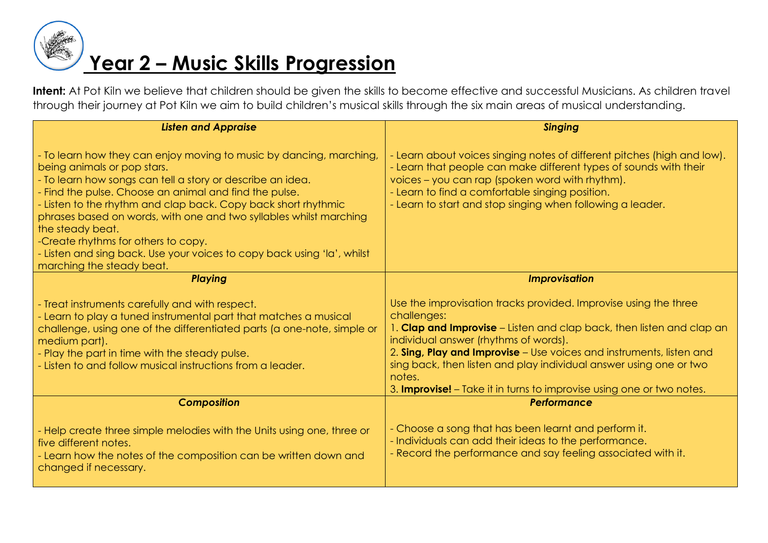# Year 2 – Music Skills Progression

**Intent:** At Pot Kiln we believe that children should be given the skills to become effective and successful Musicians. As children travel through their journey at Pot Kiln we aim to build children's musical skills through the six main areas of musical understanding.

| ***Listen and Appraise*** | ***Singing*** |
|---|---|
| - To learn how they can enjoy moving to music by dancing, marching, being animals or pop stars.<br>- To learn how songs can tell a story or describe an idea.<br>- Find the pulse. Choose an animal and find the pulse.<br>- Listen to the rhythm and clap back. Copy back short rhythmic phrases based on words, with one and two syllables whilst marching the steady beat.<br>-Create rhythms for others to copy.<br>- Listen and sing back. Use your voices to copy back using 'la', whilst marching the steady beat. | - Learn about voices singing notes of different pitches (high and low).<br>- Learn that people can make different types of sounds with their voices – you can rap (spoken word with rhythm).<br>- Learn to find a comfortable singing position.<br>- Learn to start and stop singing when following a leader. |
| ***Playing*** | ***Improvisation*** |
| - Treat instruments carefully and with respect.<br>- Learn to play a tuned instrumental part that matches a musical challenge, using one of the differentiated parts (a one-note, simple or medium part).<br>- Play the part in time with the steady pulse.<br>- Listen to and follow musical instructions from a leader. | Use the improvisation tracks provided. Improvise using the three challenges:<br>1. **Clap and Improvise** – Listen and clap back, then listen and clap an individual answer (rhythms of words).<br>2. **Sing, Play and Improvise** – Use voices and instruments, listen and sing back, then listen and play individual answer using one or two notes.<br>3. **Improvise!** – Take it in turns to improvise using one or two notes. |
| ***Composition*** | ***Performance*** |
| - Help create three simple melodies with the Units using one, three or five different notes.<br>- Learn how the notes of the composition can be written down and changed if necessary. | - Choose a song that has been learnt and perform it.<br>- Individuals can add their ideas to the performance.<br>- Record the performance and say feeling associated with it. |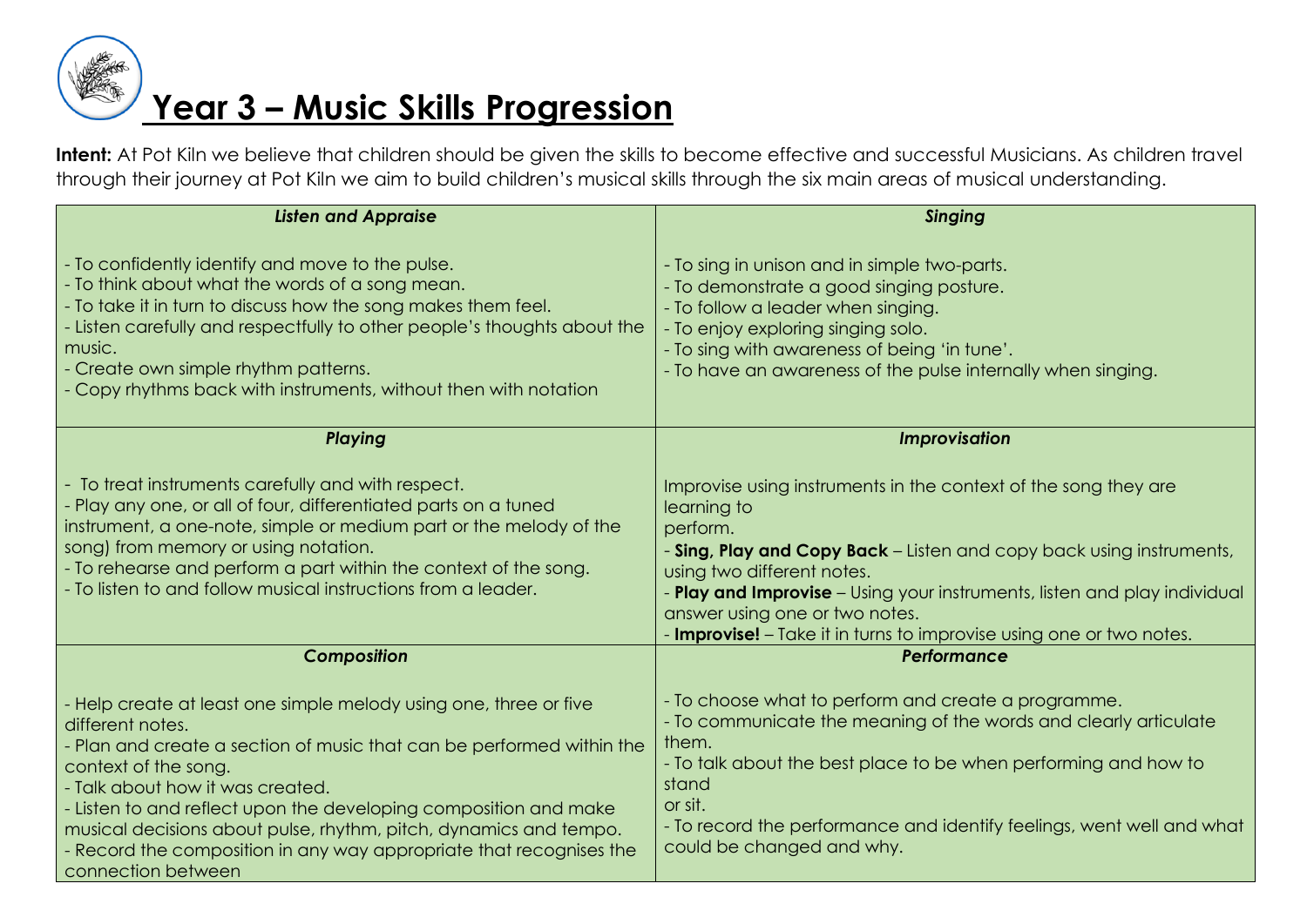# Year 3 – Music Skills Progression

**Intent:** At Pot Kiln we believe that children should be given the skills to become effective and successful Musicians. As children travel through their journey at Pot Kiln we aim to build children's musical skills through the six main areas of musical understanding.

| ***Listen and Appraise*** | ***Singing*** |
|---|---|
| - To confidently identify and move to the pulse.<br>- To think about what the words of a song mean.<br>- To take it in turn to discuss how the song makes them feel.<br>- Listen carefully and respectfully to other people's thoughts about the music.<br>- Create own simple rhythm patterns.<br>- Copy rhythms back with instruments, without then with notation | - To sing in unison and in simple two-parts.<br>- To demonstrate a good singing posture.<br>- To follow a leader when singing.<br>- To enjoy exploring singing solo.<br>- To sing with awareness of being 'in tune'.<br>- To have an awareness of the pulse internally when singing. |
| ***Playing*** | ***Improvisation*** |
| - To treat instruments carefully and with respect.<br>- Play any one, or all of four, differentiated parts on a tuned instrument, a one-note, simple or medium part or the melody of the song) from memory or using notation.<br>- To rehearse and perform a part within the context of the song.<br>- To listen to and follow musical instructions from a leader. | Improvise using instruments in the context of the song they are learning to perform.<br>- **Sing, Play and Copy Back** – Listen and copy back using instruments, using two different notes.<br>- **Play and Improvise** – Using your instruments, listen and play individual answer using one or two notes.<br>- **Improvise!** – Take it in turns to improvise using one or two notes. |
| ***Composition*** | ***Performance*** |
| - Help create at least one simple melody using one, three or five different notes.<br>- Plan and create a section of music that can be performed within the context of the song.<br>- Talk about how it was created.<br>- Listen to and reflect upon the developing composition and make musical decisions about pulse, rhythm, pitch, dynamics and tempo.<br>- Record the composition in any way appropriate that recognises the connection between | - To choose what to perform and create a programme.<br>- To communicate the meaning of the words and clearly articulate them.<br>- To talk about the best place to be when performing and how to stand or sit.<br>- To record the performance and identify feelings, went well and what could be changed and why. |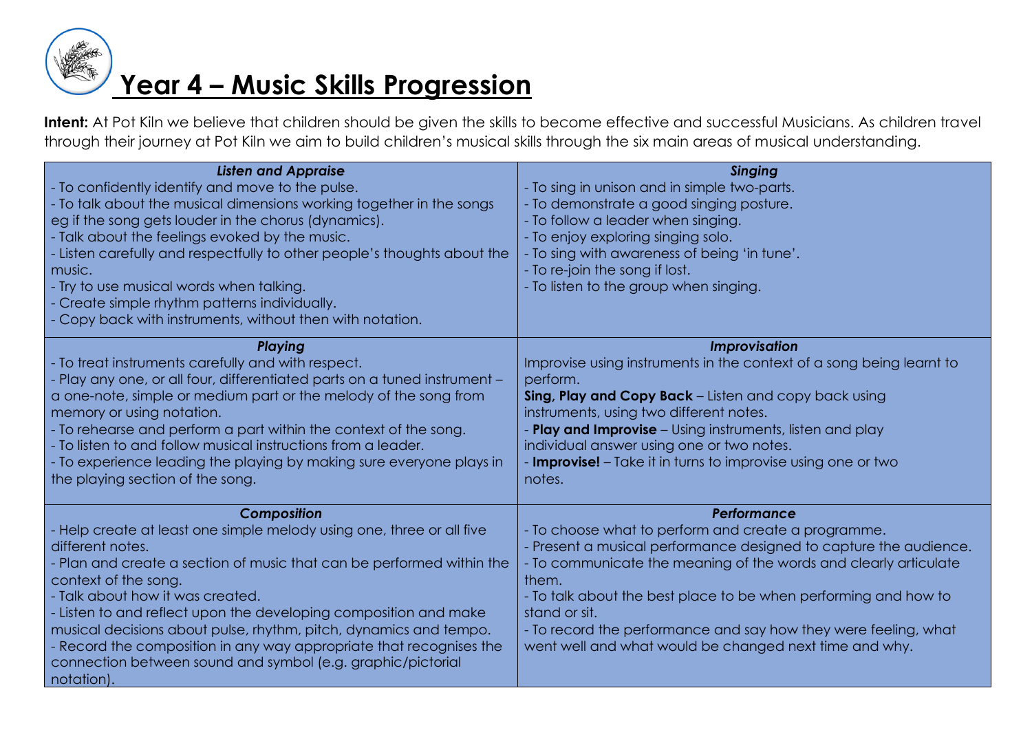# Year 4 – Music Skills Progression

**Intent:** At Pot Kiln we believe that children should be given the skills to become effective and successful Musicians. As children travel through their journey at Pot Kiln we aim to build children's musical skills through the six main areas of musical understanding.

| ***Listen and Appraise*** | ***Singing*** |
|---|---|
| - To confidently identify and move to the pulse.<br>- To talk about the musical dimensions working together in the songs eg if the song gets louder in the chorus (dynamics).<br>- Talk about the feelings evoked by the music.<br>- Listen carefully and respectfully to other people's thoughts about the music.<br>- Try to use musical words when talking.<br>- Create simple rhythm patterns individually.<br>- Copy back with instruments, without then with notation. | - To sing in unison and in simple two-parts.<br>- To demonstrate a good singing posture.<br>- To follow a leader when singing.<br>- To enjoy exploring singing solo.<br>- To sing with awareness of being 'in tune'.<br>- To re-join the song if lost.<br>- To listen to the group when singing. |
| ***Playing*** | ***Improvisation*** |
| - To treat instruments carefully and with respect.<br>- Play any one, or all four, differentiated parts on a tuned instrument – a one-note, simple or medium part or the melody of the song from memory or using notation.<br>- To rehearse and perform a part within the context of the song.<br>- To listen to and follow musical instructions from a leader.<br>- To experience leading the playing by making sure everyone plays in the playing section of the song. | Improvise using instruments in the context of a song being learnt to perform.<br>**Sing, Play and Copy Back** – Listen and copy back using instruments, using two different notes.<br>- **Play and Improvise** – Using instruments, listen and play individual answer using one or two notes.<br>- **Improvise!** – Take it in turns to improvise using one or two notes. |
| ***Composition*** | ***Performance*** |
| - Help create at least one simple melody using one, three or all five different notes.<br>- Plan and create a section of music that can be performed within the context of the song.<br>- Talk about how it was created.<br>- Listen to and reflect upon the developing composition and make musical decisions about pulse, rhythm, pitch, dynamics and tempo.<br>- Record the composition in any way appropriate that recognises the connection between sound and symbol (e.g. graphic/pictorial notation). | - To choose what to perform and create a programme.<br>- Present a musical performance designed to capture the audience.<br>- To communicate the meaning of the words and clearly articulate them.<br>- To talk about the best place to be when performing and how to stand or sit.<br>- To record the performance and say how they were feeling, what went well and what would be changed next time and why. |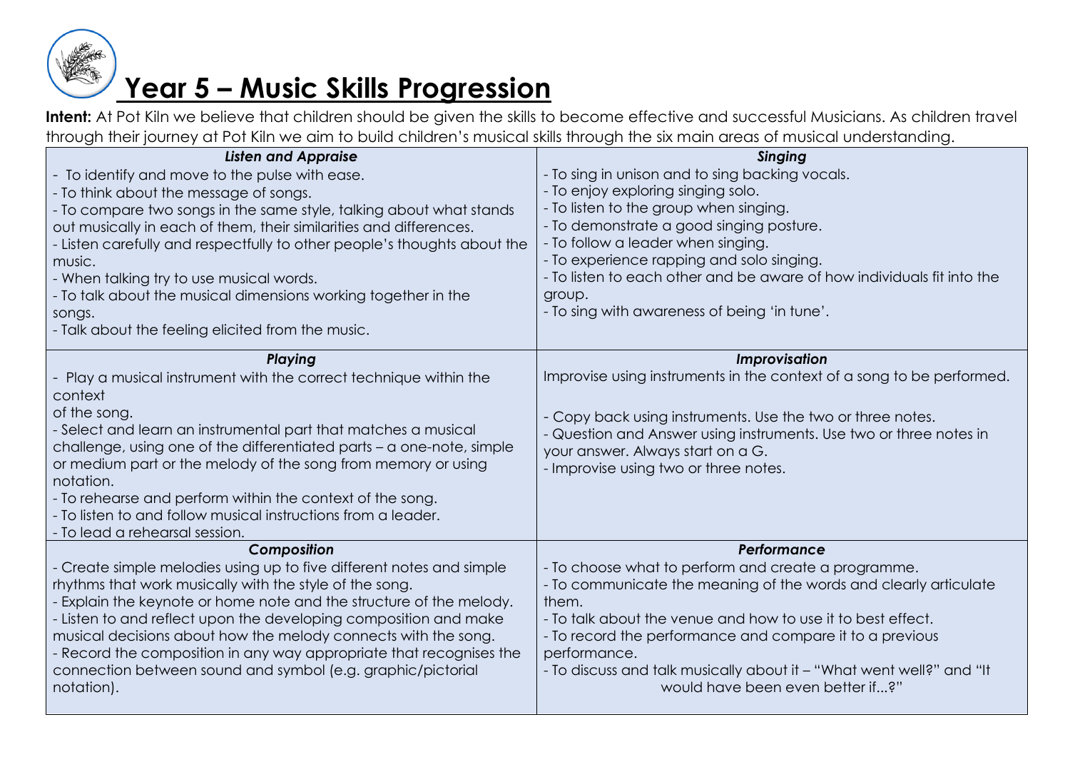# Year 5 – Music Skills Progression

**Intent:** At Pot Kiln we believe that children should be given the skills to become effective and successful Musicians. As children travel through their journey at Pot Kiln we aim to build children's musical skills through the six main areas of musical understanding.

| ***Listen and Appraise*** | ***Singing*** |
|---|---|
| - To identify and move to the pulse with ease.<br>- To think about the message of songs.<br>- To compare two songs in the same style, talking about what stands out musically in each of them, their similarities and differences.<br>- Listen carefully and respectfully to other people's thoughts about the music.<br>- When talking try to use musical words.<br>- To talk about the musical dimensions working together in the songs.<br>- Talk about the feeling elicited from the music. | - To sing in unison and to sing backing vocals.<br>- To enjoy exploring singing solo.<br>- To listen to the group when singing.<br>- To demonstrate a good singing posture.<br>- To follow a leader when singing.<br>- To experience rapping and solo singing.<br>- To listen to each other and be aware of how individuals fit into the group.<br>- To sing with awareness of being 'in tune'. |
| ***Playing*** | ***Improvisation*** |
| - Play a musical instrument with the correct technique within the context of the song.<br>- Select and learn an instrumental part that matches a musical challenge, using one of the differentiated parts – a one-note, simple or medium part or the melody of the song from memory or using notation.<br>- To rehearse and perform within the context of the song.<br>- To listen to and follow musical instructions from a leader.<br>- To lead a rehearsal session. | Improvise using instruments in the context of a song to be performed.<br><br>- Copy back using instruments. Use the two or three notes.<br>- Question and Answer using instruments. Use two or three notes in your answer. Always start on a G.<br>- Improvise using two or three notes. |
| ***Composition*** | ***Performance*** |
| - Create simple melodies using up to five different notes and simple rhythms that work musically with the style of the song.<br>- Explain the keynote or home note and the structure of the melody.<br>- Listen to and reflect upon the developing composition and make musical decisions about how the melody connects with the song.<br>- Record the composition in any way appropriate that recognises the connection between sound and symbol (e.g. graphic/pictorial notation). | - To choose what to perform and create a programme.<br>- To communicate the meaning of the words and clearly articulate them.<br>- To talk about the venue and how to use it to best effect.<br>- To record the performance and compare it to a previous performance.<br>- To discuss and talk musically about it – "What went well?" and "It would have been even better if...?" |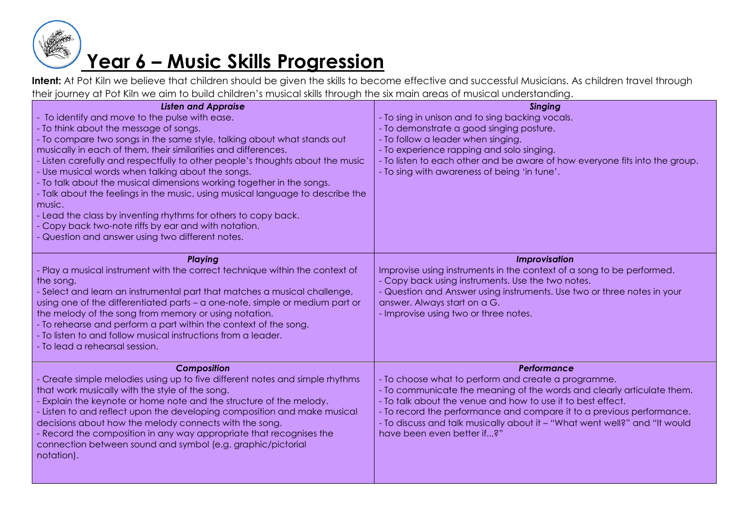# Year 6 – Music Skills Progression

**Intent:** At Pot Kiln we believe that children should be given the skills to become effective and successful Musicians. As children travel through their journey at Pot Kiln we aim to build children's musical skills through the six main areas of musical understanding.

| ***Listen and Appraise*** | ***Singing*** |
|---|---|
| - To identify and move to the pulse with ease.<br>- To think about the message of songs.<br>- To compare two songs in the same style, talking about what stands out musically in each of them, their similarities and differences.<br>- Listen carefully and respectfully to other people's thoughts about the music<br>- Use musical words when talking about the songs.<br>- To talk about the musical dimensions working together in the songs.<br>- Talk about the feelings in the music, using musical language to describe the music.<br>- Lead the class by inventing rhythms for others to copy back.<br>- Copy back two-note riffs by ear and with notation.<br>- Question and answer using two different notes. | - To sing in unison and to sing backing vocals.<br>- To demonstrate a good singing posture.<br>- To follow a leader when singing.<br>- To experience rapping and solo singing.<br>- To listen to each other and be aware of how everyone fits into the group.<br>- To sing with awareness of being 'in tune'. |
| ***Playing*** | ***Improvisation*** |
| - Play a musical instrument with the correct technique within the context of the song.<br>- Select and learn an instrumental part that matches a musical challenge, using one of the differentiated parts – a one-note, simple or medium part or the melody of the song from memory or using notation.<br>- To rehearse and perform a part within the context of the song.<br>- To listen to and follow musical instructions from a leader.<br>- To lead a rehearsal session. | Improvise using instruments in the context of a song to be performed.<br>- Copy back using instruments. Use the two notes.<br>- Question and Answer using instruments. Use two or three notes in your answer. Always start on a G.<br>- Improvise using two or three notes. |
| ***Composition*** | ***Performance*** |
| - Create simple melodies using up to five different notes and simple rhythms that work musically with the style of the song.<br>- Explain the keynote or home note and the structure of the melody.<br>- Listen to and reflect upon the developing composition and make musical decisions about how the melody connects with the song.<br>- Record the composition in any way appropriate that recognises the connection between sound and symbol (e.g. graphic/pictorial notation). | - To choose what to perform and create a programme.<br>- To communicate the meaning of the words and clearly articulate them.<br>- To talk about the venue and how to use it to best effect.<br>- To record the performance and compare it to a previous performance.<br>- To discuss and talk musically about it – "What went well?" and "It would have been even better if...?" |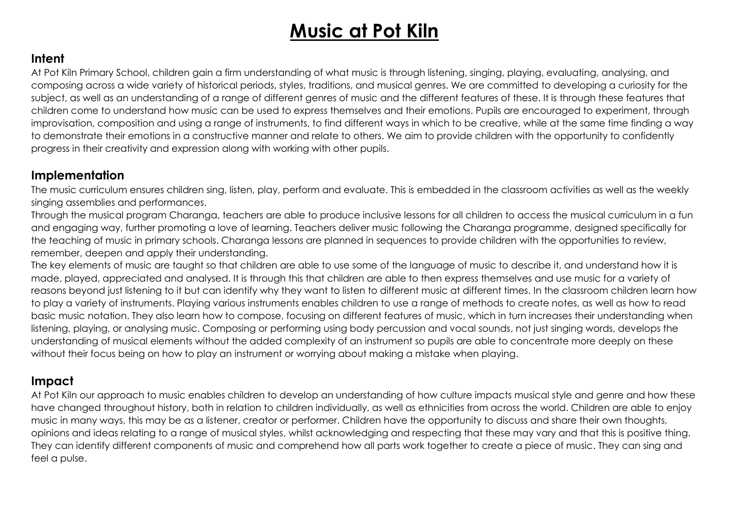# Music at Pot Kiln

## Intent

At Pot Kiln Primary School, children gain a firm understanding of what music is through listening, singing, playing, evaluating, analysing, and composing across a wide variety of historical periods, styles, traditions, and musical genres. We are committed to developing a curiosity for the subject, as well as an understanding of a range of different genres of music and the different features of these. It is through these features that children come to understand how music can be used to express themselves and their emotions. Pupils are encouraged to experiment, through improvisation, composition and using a range of instruments, to find different ways in which to be creative, while at the same time finding a way to demonstrate their emotions in a constructive manner and relate to others. We aim to provide children with the opportunity to confidently progress in their creativity and expression along with working with other pupils.

## Implementation

The music curriculum ensures children sing, listen, play, perform and evaluate. This is embedded in the classroom activities as well as the weekly singing assemblies and performances.

Through the musical program Charanga, teachers are able to produce inclusive lessons for all children to access the musical curriculum in a fun and engaging way, further promoting a love of learning. Teachers deliver music following the Charanga programme, designed specifically for the teaching of music in primary schools. Charanga lessons are planned in sequences to provide children with the opportunities to review, remember, deepen and apply their understanding.

The key elements of music are taught so that children are able to use some of the language of music to describe it, and understand how it is made, played, appreciated and analysed. It is through this that children are able to then express themselves and use music for a variety of reasons beyond just listening to it but can identify why they want to listen to different music at different times. In the classroom children learn how to play a variety of instruments. Playing various instruments enables children to use a range of methods to create notes, as well as how to read basic music notation. They also learn how to compose, focusing on different features of music, which in turn increases their understanding when listening, playing, or analysing music. Composing or performing using body percussion and vocal sounds, not just singing words, develops the understanding of musical elements without the added complexity of an instrument so pupils are able to concentrate more deeply on these without their focus being on how to play an instrument or worrying about making a mistake when playing.

## Impact

At Pot Kiln our approach to music enables children to develop an understanding of how culture impacts musical style and genre and how these have changed throughout history, both in relation to children individually, as well as ethnicities from across the world. Children are able to enjoy music in many ways, this may be as a listener, creator or performer. Children have the opportunity to discuss and share their own thoughts, opinions and ideas relating to a range of musical styles, whilst acknowledging and respecting that these may vary and that this is positive thing. They can identify different components of music and comprehend how all parts work together to create a piece of music. They can sing and feel a pulse.